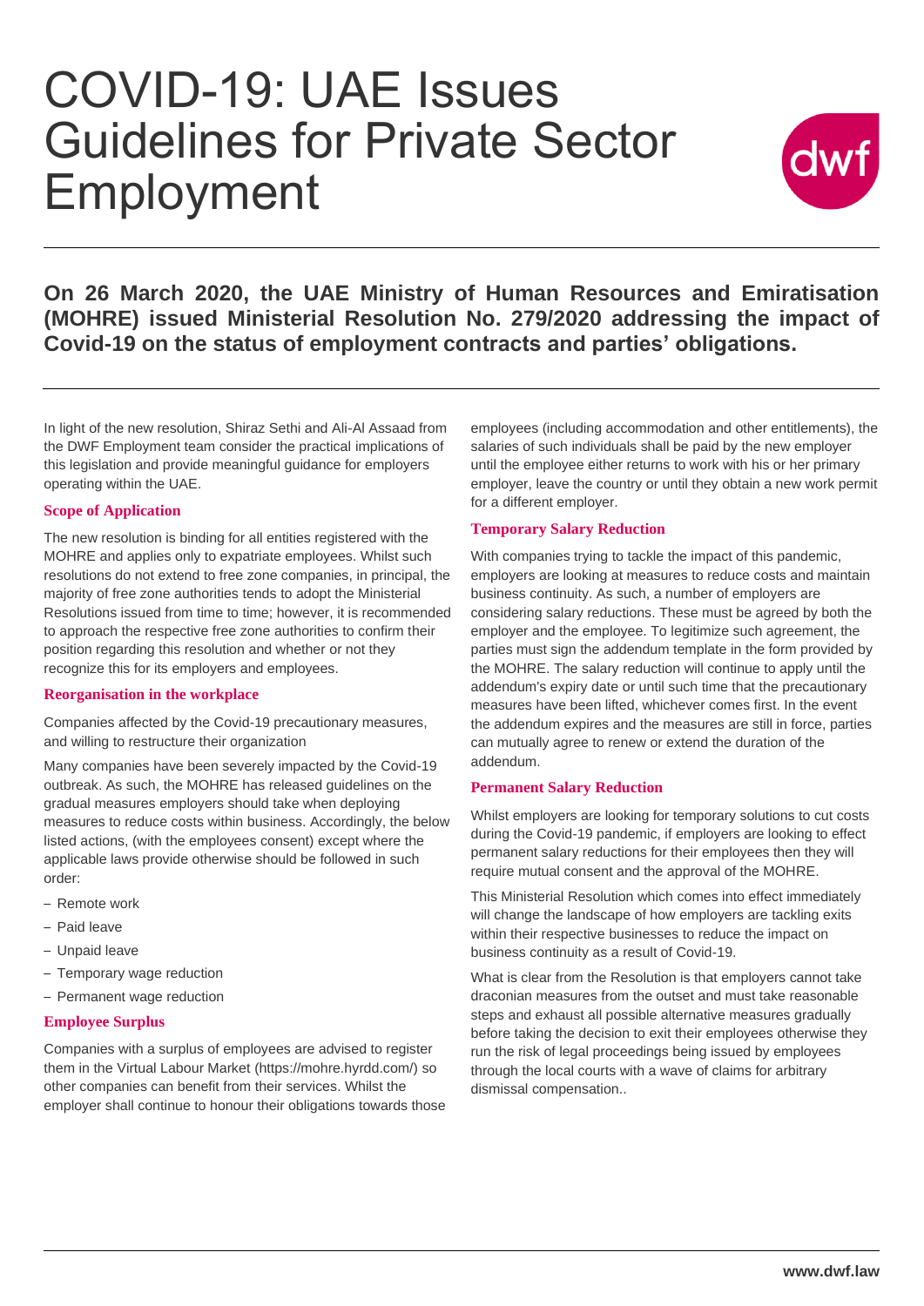# COVID-19: UAE Issues Guidelines for Private Sector Employment

**On 26 March 2020, the UAE Ministry of Human Resources and Emiratisation (MOHRE) issued Ministerial Resolution No. 279/2020 addressing the impact of Covid-19 on the status of employment contracts and parties' obligations.**

In light of the new resolution, Shiraz Sethi and Ali-Al Assaad from the DWF Employment team consider the practical implications of this legislation and provide meaningful guidance for employers operating within the UAE.

### Scope of Application

The new resolution is binding for all entities registered with the MOHRE and applies only to expatriate employees. Whilst such resolutions do not extend to free zone companies, in principal, the majority of free zone authorities tends to adopt the Ministerial Resolutions issued from time to time; however, it is recommended to approach the respective free zone authorities to confirm their position regarding this resolution and whether or not they recognize this for its employers and employees.

### Reorganisation in the workplace

Companies affected by the Covid-19 precautionary measures, and willing to restructure their organization

Many companies have been severely impacted by the Covid-19 outbreak. As such, the MOHRE has released guidelines on the gradual measures employers should take when deploying measures to reduce costs within business. Accordingly, the below listed actions, (with the employees consent) except where the applicable laws provide otherwise should be followed in such order:

- Remote work
- Paid leave
- Unpaid leave
- Temporary wage reduction
- Permanent wage reduction

### Employee Surplus

Companies with a surplus of employees are advised to register them in the Virtual Labour Market (https://mohre.hyrdd.com/) so other companies can benefit from their services. Whilst the employer shall continue to honour their obligations towards those employees (including accommodation and other entitlements), the salaries of such individuals shall be paid by the new employer until the employee either returns to work with his or her primary employer, leave the country or until they obtain a new work permit for a different employer.

### Temporary Salary Reduction

With companies trying to tackle the impact of this pandemic, employers are looking at measures to reduce costs and maintain business continuity. As such, a number of employers are considering salary reductions. These must be agreed by both the employer and the employee. To legitimize such agreement, the parties must sign the addendum template in the form provided by the MOHRE. The salary reduction will continue to apply until the addendum's expiry date or until such time that the precautionary measures have been lifted, whichever comes first. In the event the addendum expires and the measures are still in force, parties can mutually agree to renew or extend the duration of the addendum.

### Permanent Salary Reduction

Whilst employers are looking for temporary solutions to cut costs during the Covid-19 pandemic, if employers are looking to effect permanent salary reductions for their employees then they will require mutual consent and the approval of the MOHRE.

This Ministerial Resolution which comes into effect immediately will change the landscape of how employers are tackling exits within their respective businesses to reduce the impact on business continuity as a result of Covid-19.

What is clear from the Resolution is that employers cannot take draconian measures from the outset and must take reasonable steps and exhaust all possible alternative measures gradually before taking the decision to exit their employees otherwise they run the risk of legal proceedings being issued by employees through the local courts with a wave of claims for arbitrary dismissal compensation..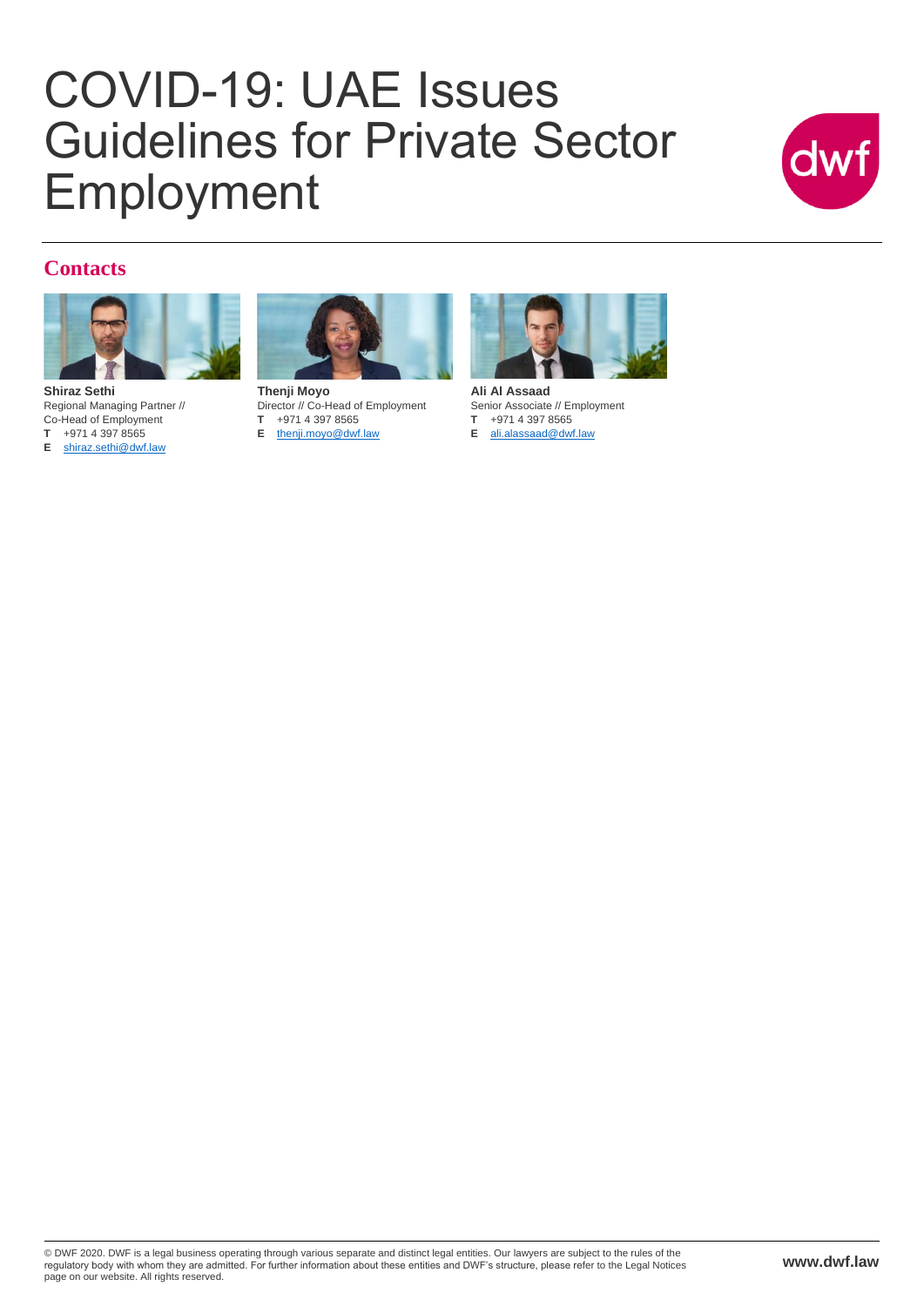# COVID-19: UAE Issues Guidelines for Private Sector Employment

## Contacts

**Shiraz Sethi**
Regional Managing Partner // Co-Head of Employment
**T** +971 4 397 8565
**E** shiraz.sethi@dwf.law

**Thenji Moyo**
Director // Co-Head of Employment
**T** +971 4 397 8565
**E** thenji.moyo@dwf.law

**Ali Al Assaad**
Senior Associate // Employment
**T** +971 4 397 8565
**E** ali.alassaad@dwf.law

© DWF 2020. DWF is a legal business operating through various separate and distinct legal entities. Our lawyers are subject to the rules of the regulatory body with whom they are admitted. For further information about these entities and DWF's structure, please refer to the Legal Notices page on our website. All rights reserved.

**www.dwf.law**